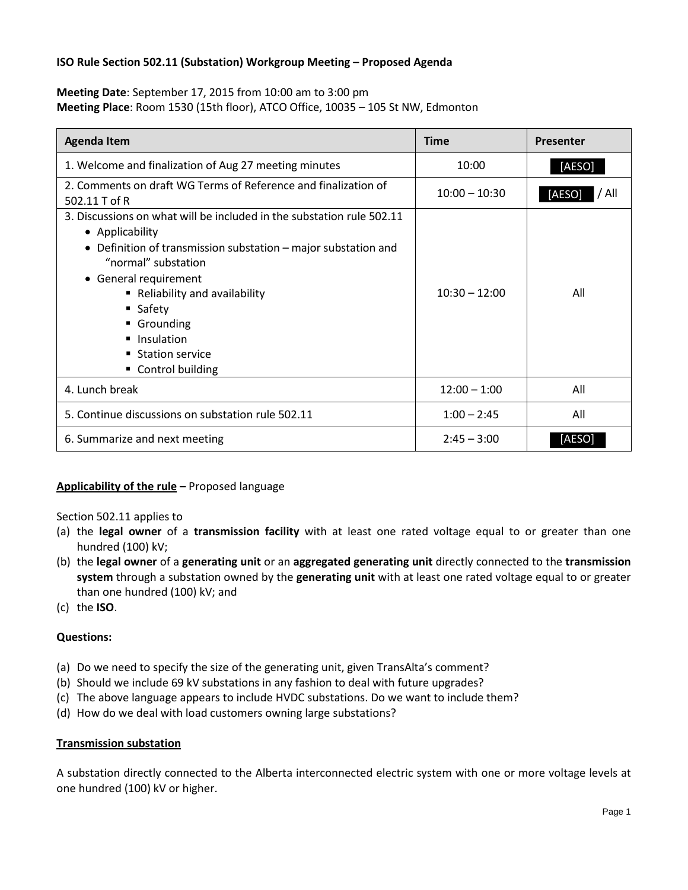**ISO Rule Section 502.11 (Substation) Workgroup Meeting – Proposed Agenda**

**Meeting Date**: September 17, 2015 from 10:00 am to 3:00 pm
**Meeting Place**: Room 1530 (15th floor), ATCO Office, 10035 – 105 St NW, Edmonton

| Agenda Item | Time | Presenter |
|---|---|---|
| 1. Welcome and finalization of Aug 27 meeting minutes | 10:00 | [AESO] |
| 2. Comments on draft WG Terms of Reference and finalization of 502.11 T of R | 10:00 – 10:30 | [AESO] / All |
| 3. Discussions on what will be included in the substation rule 502.11<br>• Applicability<br>• Definition of transmission substation – major substation and "normal" substation<br>• General requirement<br>&nbsp;&nbsp;&nbsp;▪ Reliability and availability<br>&nbsp;&nbsp;&nbsp;▪ Safety<br>&nbsp;&nbsp;&nbsp;▪ Grounding<br>&nbsp;&nbsp;&nbsp;▪ Insulation<br>&nbsp;&nbsp;&nbsp;▪ Station service<br>&nbsp;&nbsp;&nbsp;▪ Control building | 10:30 – 12:00 | All |
| 4. Lunch break | 12:00 – 1:00 | All |
| 5. Continue discussions on substation rule 502.11 | 1:00 – 2:45 | All |
| 6. Summarize and next meeting | 2:45 – 3:00 | [AESO] |

**<u>Applicability of the rule</u> –** Proposed language

Section 502.11 applies to

(a) the **legal owner** of a **transmission facility** with at least one rated voltage equal to or greater than one hundred (100) kV;
(b) the **legal owner** of a **generating unit** or an **aggregated generating unit** directly connected to the **transmission system** through a substation owned by the **generating unit** with at least one rated voltage equal to or greater than one hundred (100) kV; and
(c) the **ISO**.

**Questions:**

(a) Do we need to specify the size of the generating unit, given TransAlta's comment?
(b) Should we include 69 kV substations in any fashion to deal with future upgrades?
(c) The above language appears to include HVDC substations. Do we want to include them?
(d) How do we deal with load customers owning large substations?

**<u>Transmission substation</u>**

A substation directly connected to the Alberta interconnected electric system with one or more voltage levels at one hundred (100) kV or higher.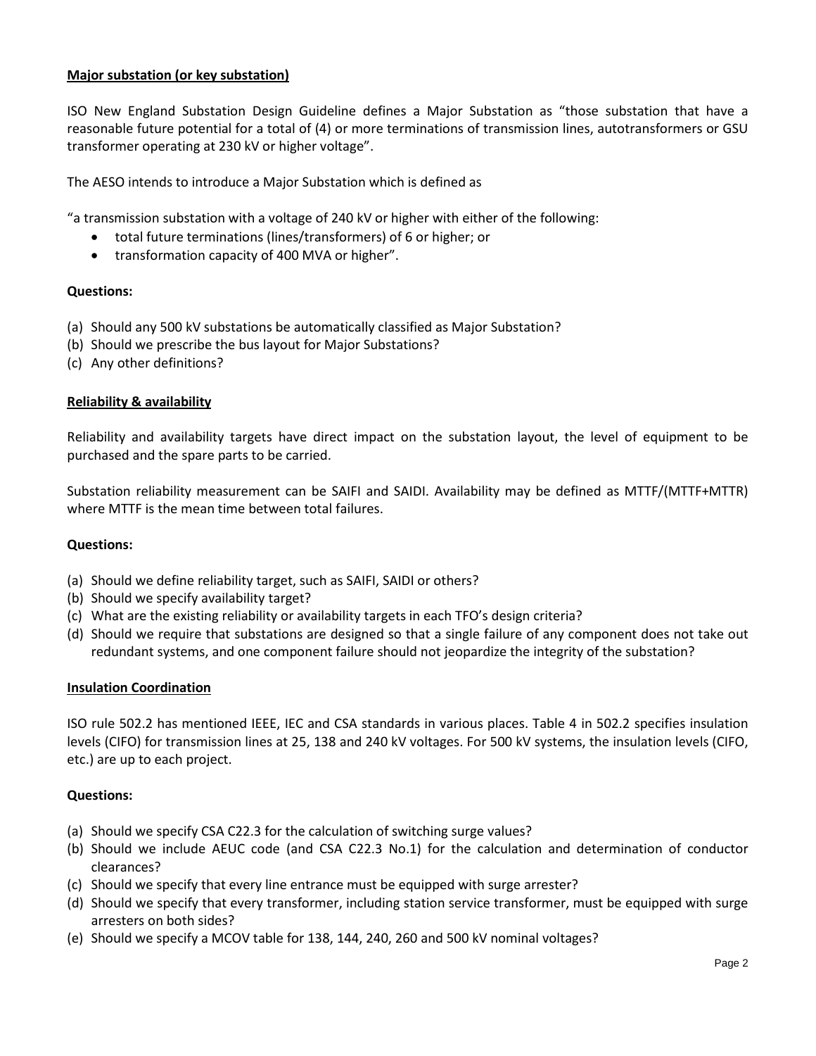**Major substation (or key substation)**

ISO New England Substation Design Guideline defines a Major Substation as "those substation that have a reasonable future potential for a total of (4) or more terminations of transmission lines, autotransformers or GSU transformer operating at 230 kV or higher voltage".

The AESO intends to introduce a Major Substation which is defined as

"a transmission substation with a voltage of 240 kV or higher with either of the following:

- total future terminations (lines/transformers) of 6 or higher; or
- transformation capacity of 400 MVA or higher".

**Questions:**

(a) Should any 500 kV substations be automatically classified as Major Substation?
(b) Should we prescribe the bus layout for Major Substations?
(c) Any other definitions?

**Reliability & availability**

Reliability and availability targets have direct impact on the substation layout, the level of equipment to be purchased and the spare parts to be carried.

Substation reliability measurement can be SAIFI and SAIDI. Availability may be defined as MTTF/(MTTF+MTTR) where MTTF is the mean time between total failures.

**Questions:**

(a) Should we define reliability target, such as SAIFI, SAIDI or others?
(b) Should we specify availability target?
(c) What are the existing reliability or availability targets in each TFO's design criteria?
(d) Should we require that substations are designed so that a single failure of any component does not take out redundant systems, and one component failure should not jeopardize the integrity of the substation?

**Insulation Coordination**

ISO rule 502.2 has mentioned IEEE, IEC and CSA standards in various places. Table 4 in 502.2 specifies insulation levels (CIFO) for transmission lines at 25, 138 and 240 kV voltages. For 500 kV systems, the insulation levels (CIFO, etc.) are up to each project.

**Questions:**

(a) Should we specify CSA C22.3 for the calculation of switching surge values?
(b) Should we include AEUC code (and CSA C22.3 No.1) for the calculation and determination of conductor clearances?
(c) Should we specify that every line entrance must be equipped with surge arrester?
(d) Should we specify that every transformer, including station service transformer, must be equipped with surge arresters on both sides?
(e) Should we specify a MCOV table for 138, 144, 240, 260 and 500 kV nominal voltages?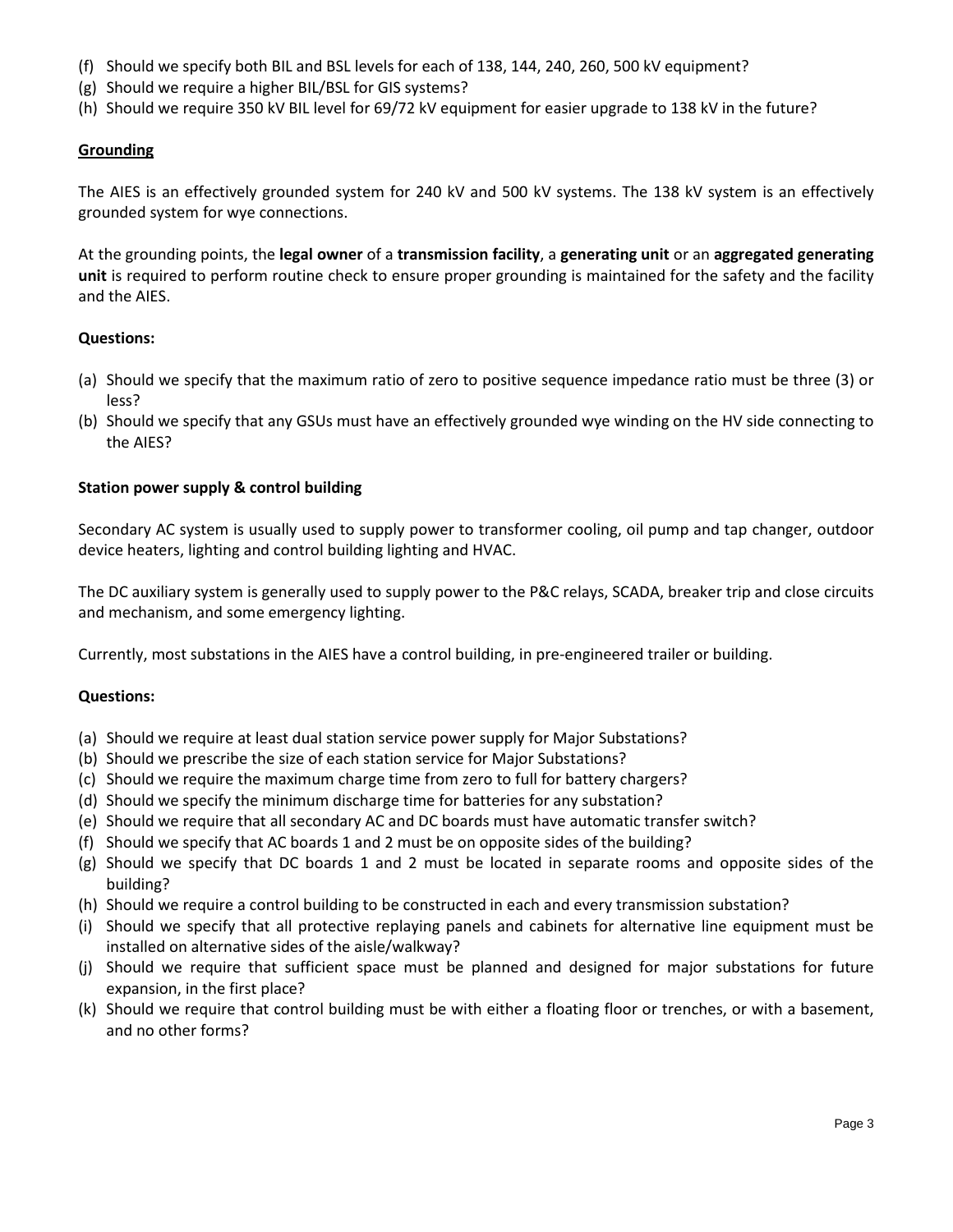(f) Should we specify both BIL and BSL levels for each of 138, 144, 240, 260, 500 kV equipment?
(g) Should we require a higher BIL/BSL for GIS systems?
(h) Should we require 350 kV BIL level for 69/72 kV equipment for easier upgrade to 138 kV in the future?

## Grounding

The AIES is an effectively grounded system for 240 kV and 500 kV systems. The 138 kV system is an effectively grounded system for wye connections.

At the grounding points, the **legal owner** of a **transmission facility**, a **generating unit** or an **aggregated generating unit** is required to perform routine check to ensure proper grounding is maintained for the safety and the facility and the AIES.

**Questions:**

(a) Should we specify that the maximum ratio of zero to positive sequence impedance ratio must be three (3) or less?
(b) Should we specify that any GSUs must have an effectively grounded wye winding on the HV side connecting to the AIES?

**Station power supply & control building**

Secondary AC system is usually used to supply power to transformer cooling, oil pump and tap changer, outdoor device heaters, lighting and control building lighting and HVAC.

The DC auxiliary system is generally used to supply power to the P&C relays, SCADA, breaker trip and close circuits and mechanism, and some emergency lighting.

Currently, most substations in the AIES have a control building, in pre-engineered trailer or building.

**Questions:**

(a) Should we require at least dual station service power supply for Major Substations?
(b) Should we prescribe the size of each station service for Major Substations?
(c) Should we require the maximum charge time from zero to full for battery chargers?
(d) Should we specify the minimum discharge time for batteries for any substation?
(e) Should we require that all secondary AC and DC boards must have automatic transfer switch?
(f) Should we specify that AC boards 1 and 2 must be on opposite sides of the building?
(g) Should we specify that DC boards 1 and 2 must be located in separate rooms and opposite sides of the building?
(h) Should we require a control building to be constructed in each and every transmission substation?
(i) Should we specify that all protective replaying panels and cabinets for alternative line equipment must be installed on alternative sides of the aisle/walkway?
(j) Should we require that sufficient space must be planned and designed for major substations for future expansion, in the first place?
(k) Should we require that control building must be with either a floating floor or trenches, or with a basement, and no other forms?